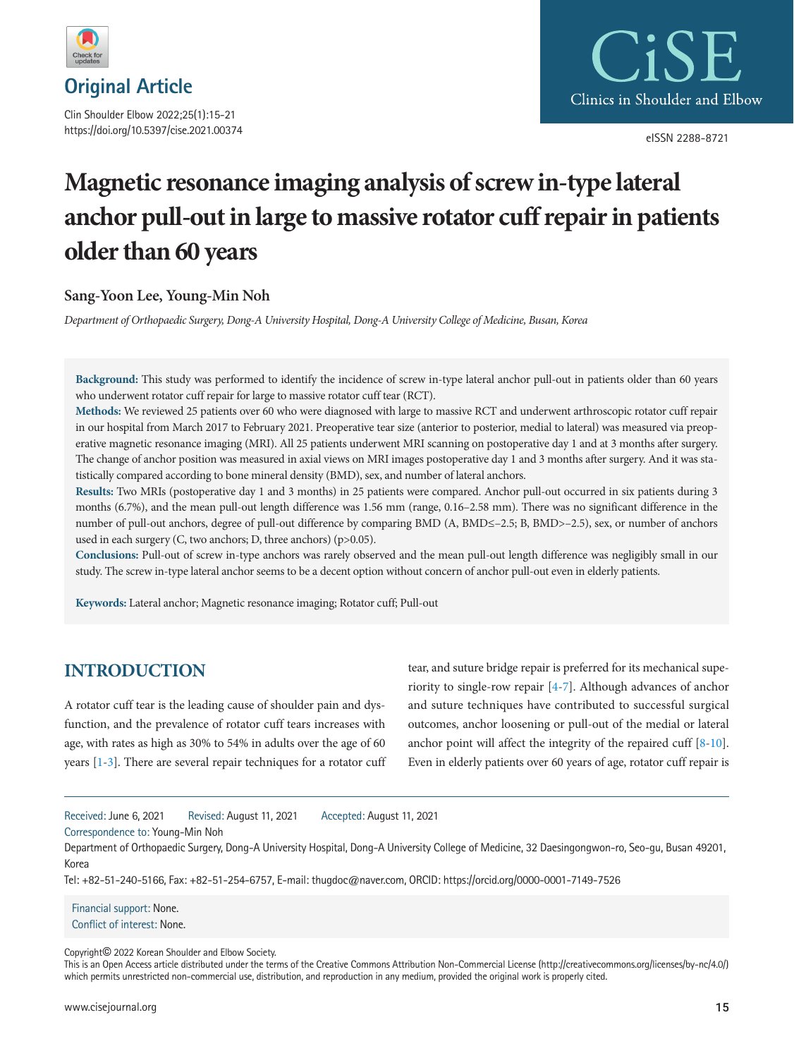## Original Article

# Magnetic resonance imaging analysis of screw in-type lateral anchor pull-out in large to massive rotator cuff repair in patients older than 60 years

**Sang-Yoon Lee, Young-Min Noh**

*Department of Orthopaedic Surgery, Dong-A University Hospital, Dong-A University College of Medicine, Busan, Korea*

**Background:** This study was performed to identify the incidence of screw in-type lateral anchor pull-out in patients older than 60 years who underwent rotator cuff repair for large to massive rotator cuff tear (RCT).

**Methods:** We reviewed 25 patients over 60 who were diagnosed with large to massive RCT and underwent arthroscopic rotator cuff repair in our hospital from March 2017 to February 2021. Preoperative tear size (anterior to posterior, medial to lateral) was measured via preoperative magnetic resonance imaging (MRI). All 25 patients underwent MRI scanning on postoperative day 1 and at 3 months after surgery. The change of anchor position was measured in axial views on MRI images postoperative day 1 and 3 months after surgery. And it was statistically compared according to bone mineral density (BMD), sex, and number of lateral anchors.

**Results:** Two MRIs (postoperative day 1 and 3 months) in 25 patients were compared. Anchor pull-out occurred in six patients during 3 months (6.7%), and the mean pull-out length difference was 1.56 mm (range, 0.16–2.58 mm). There was no significant difference in the number of pull-out anchors, degree of pull-out difference by comparing BMD (A, BMD≤–2.5; B, BMD>–2.5), sex, or number of anchors used in each surgery (C, two anchors; D, three anchors) ($p>0.05$).

**Conclusions:** Pull-out of screw in-type anchors was rarely observed and the mean pull-out length difference was negligibly small in our study. The screw in-type lateral anchor seems to be a decent option without concern of anchor pull-out even in elderly patients.

**Keywords:** Lateral anchor; Magnetic resonance imaging; Rotator cuff; Pull-out

## INTRODUCTION

A rotator cuff tear is the leading cause of shoulder pain and dysfunction, and the prevalence of rotator cuff tears increases with age, with rates as high as 30% to 54% in adults over the age of 60 years [1-3]. There are several repair techniques for a rotator cuff tear, and suture bridge repair is preferred for its mechanical superiority to single-row repair [4-7]. Although advances of anchor and suture techniques have contributed to successful surgical outcomes, anchor loosening or pull-out of the medial or lateral anchor point will affect the integrity of the repaired cuff [8-10]. Even in elderly patients over 60 years of age, rotator cuff repair is

Received: June 6, 2021 Revised: August 11, 2021 Accepted: August 11, 2021

Correspondence to: Young-Min Noh

Department of Orthopaedic Surgery, Dong-A University Hospital, Dong-A University College of Medicine, 32 Daesingongwon-ro, Seo-gu, Busan 49201, Korea

Tel: +82-51-240-5166, Fax: +82-51-254-6757, E-mail: thugdoc@naver.com, ORCID: https://orcid.org/0000-0001-7149-7526

Financial support: None.

Conflict of interest: None.

Copyright© 2022 Korean Shoulder and Elbow Society.

This is an Open Access article distributed under the terms of the Creative Commons Attribution Non-Commercial License (http://creativecommons.org/licenses/by-nc/4.0/) which permits unrestricted non-commercial use, distribution, and reproduction in any medium, provided the original work is properly cited.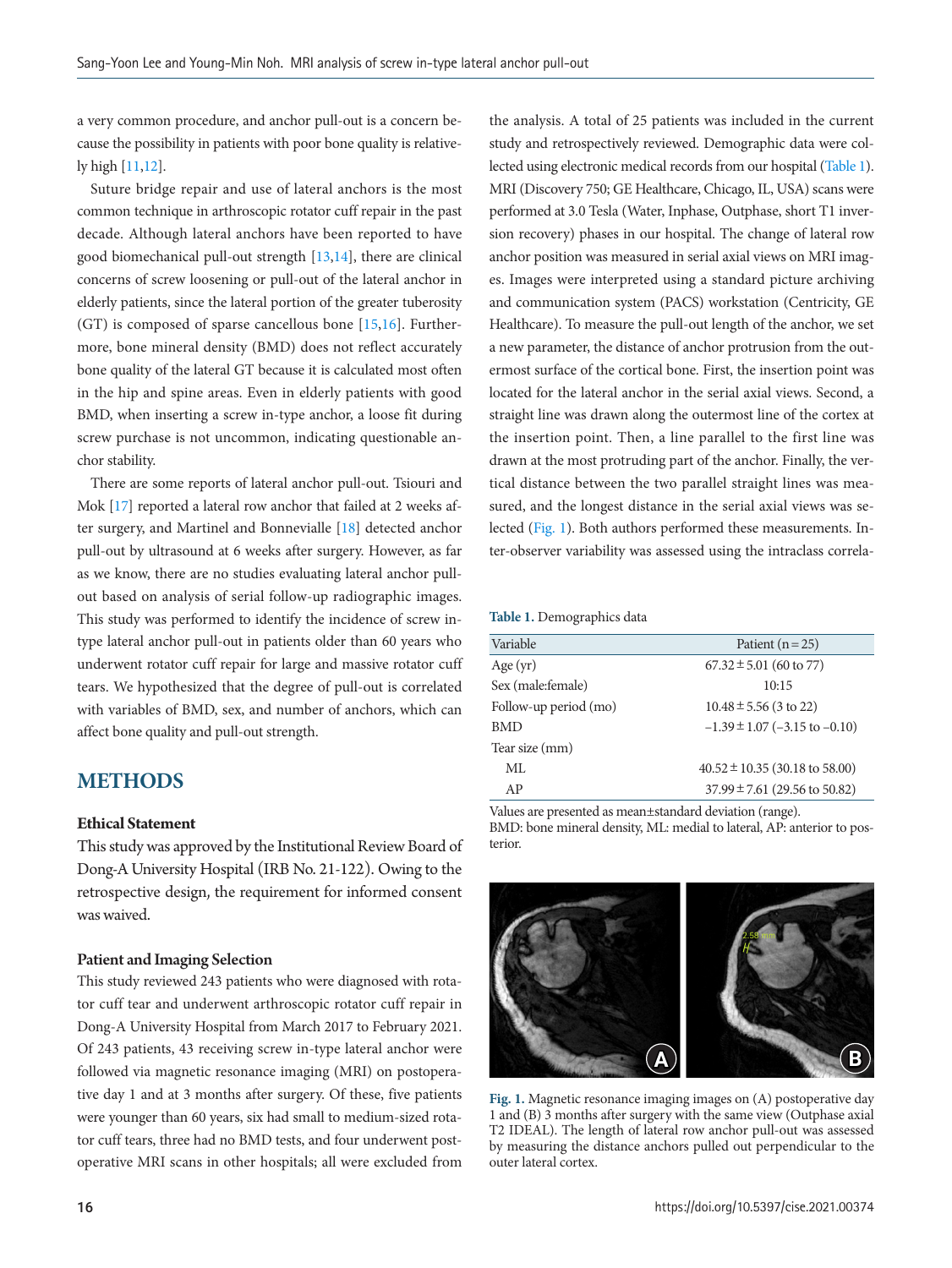a very common procedure, and anchor pull-out is a concern because the possibility in patients with poor bone quality is relatively high [11,12].

Suture bridge repair and use of lateral anchors is the most common technique in arthroscopic rotator cuff repair in the past decade. Although lateral anchors have been reported to have good biomechanical pull-out strength [13,14], there are clinical concerns of screw loosening or pull-out of the lateral anchor in elderly patients, since the lateral portion of the greater tuberosity (GT) is composed of sparse cancellous bone [15,16]. Furthermore, bone mineral density (BMD) does not reflect accurately bone quality of the lateral GT because it is calculated most often in the hip and spine areas. Even in elderly patients with good BMD, when inserting a screw in-type anchor, a loose fit during screw purchase is not uncommon, indicating questionable anchor stability.

There are some reports of lateral anchor pull-out. Tsiouri and Mok [17] reported a lateral row anchor that failed at 2 weeks after surgery, and Martinel and Bonnevialle [18] detected anchor pull-out by ultrasound at 6 weeks after surgery. However, as far as we know, there are no studies evaluating lateral anchor pull-out based on analysis of serial follow-up radiographic images. This study was performed to identify the incidence of screw in-type lateral anchor pull-out in patients older than 60 years who underwent rotator cuff repair for large and massive rotator cuff tears. We hypothesized that the degree of pull-out is correlated with variables of BMD, sex, and number of anchors, which can affect bone quality and pull-out strength.

## METHODS

### Ethical Statement

This study was approved by the Institutional Review Board of Dong-A University Hospital (IRB No. 21-122). Owing to the retrospective design, the requirement for informed consent was waived.

### Patient and Imaging Selection

This study reviewed 243 patients who were diagnosed with rotator cuff tear and underwent arthroscopic rotator cuff repair in Dong-A University Hospital from March 2017 to February 2021. Of 243 patients, 43 receiving screw in-type lateral anchor were followed via magnetic resonance imaging (MRI) on postoperative day 1 and at 3 months after surgery. Of these, five patients were younger than 60 years, six had small to medium-sized rotator cuff tears, three had no BMD tests, and four underwent postoperative MRI scans in other hospitals; all were excluded from the analysis. A total of 25 patients was included in the current study and retrospectively reviewed. Demographic data were collected using electronic medical records from our hospital (Table 1). MRI (Discovery 750; GE Healthcare, Chicago, IL, USA) scans were performed at 3.0 Tesla (Water, Inphase, Outphase, short T1 inversion recovery) phases in our hospital. The change of lateral row anchor position was measured in serial axial views on MRI images. Images were interpreted using a standard picture archiving and communication system (PACS) workstation (Centricity, GE Healthcare). To measure the pull-out length of the anchor, we set a new parameter, the distance of anchor protrusion from the outermost surface of the cortical bone. First, the insertion point was located for the lateral anchor in the serial axial views. Second, a straight line was drawn along the outermost line of the cortex at the insertion point. Then, a line parallel to the first line was drawn at the most protruding part of the anchor. Finally, the vertical distance between the two parallel straight lines was measured, and the longest distance in the serial axial views was selected (Fig. 1). Both authors performed these measurements. Inter-observer variability was assessed using the intraclass correla-

**Table 1.** Demographics data

| Variable | Patient (n = 25) |
|---|---|
| Age (yr) | 67.32 ± 5.01 (60 to 77) |
| Sex (male:female) | 10:15 |
| Follow-up period (mo) | 10.48 ± 5.56 (3 to 22) |
| BMD | −1.39 ± 1.07 (−3.15 to −0.10) |
| Tear size (mm) | |
| ML | 40.52 ± 10.35 (30.18 to 58.00) |
| AP | 37.99 ± 7.61 (29.56 to 50.82) |

Values are presented as mean±standard deviation (range).
BMD: bone mineral density, ML: medial to lateral, AP: anterior to posterior.

**Fig. 1.** Magnetic resonance imaging images on (A) postoperative day 1 and (B) 3 months after surgery with the same view (Outphase axial T2 IDEAL). The length of lateral row anchor pull-out was assessed by measuring the distance anchors pulled out perpendicular to the outer lateral cortex.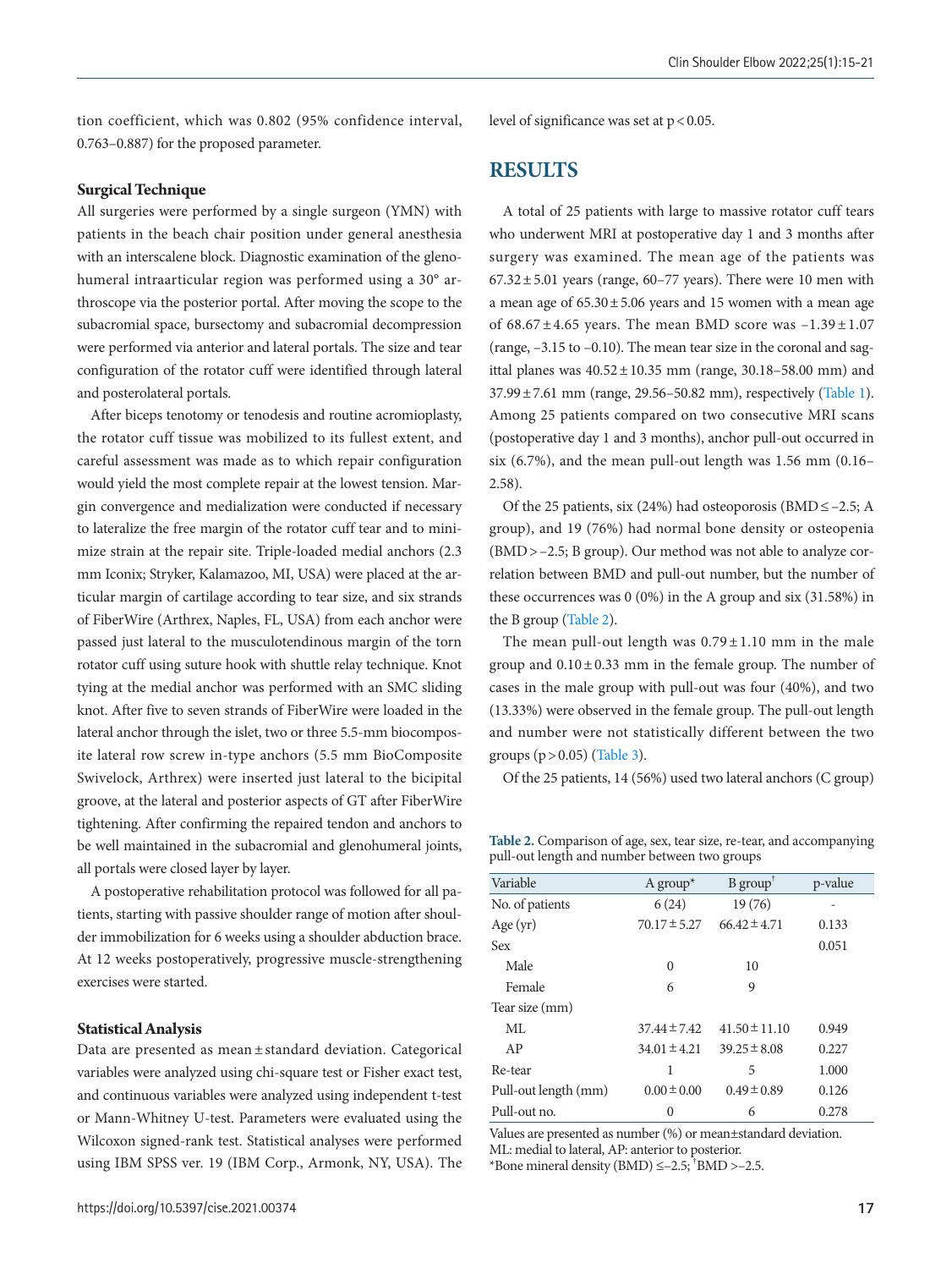tion coefficient, which was 0.802 (95% confidence interval, 0.763–0.887) for the proposed parameter.

### Surgical Technique

All surgeries were performed by a single surgeon (YMN) with patients in the beach chair position under general anesthesia with an interscalene block. Diagnostic examination of the glenohumeral intraarticular region was performed using a 30° arthroscope via the posterior portal. After moving the scope to the subacromial space, bursectomy and subacromial decompression were performed via anterior and lateral portals. The size and tear configuration of the rotator cuff were identified through lateral and posterolateral portals.

After biceps tenotomy or tenodesis and routine acromioplasty, the rotator cuff tissue was mobilized to its fullest extent, and careful assessment was made as to which repair configuration would yield the most complete repair at the lowest tension. Margin convergence and medialization were conducted if necessary to lateralize the free margin of the rotator cuff tear and to minimize strain at the repair site. Triple-loaded medial anchors (2.3 mm Iconix; Stryker, Kalamazoo, MI, USA) were placed at the articular margin of cartilage according to tear size, and six strands of FiberWire (Arthrex, Naples, FL, USA) from each anchor were passed just lateral to the musculotendinous margin of the torn rotator cuff using suture hook with shuttle relay technique. Knot tying at the medial anchor was performed with an SMC sliding knot. After five to seven strands of FiberWire were loaded in the lateral anchor through the islet, two or three 5.5-mm biocomposite lateral row screw in-type anchors (5.5 mm BioComposite Swivelock, Arthrex) were inserted just lateral to the bicipital groove, at the lateral and posterior aspects of GT after FiberWire tightening. After confirming the repaired tendon and anchors to be well maintained in the subacromial and glenohumeral joints, all portals were closed layer by layer.

A postoperative rehabilitation protocol was followed for all patients, starting with passive shoulder range of motion after shoulder immobilization for 6 weeks using a shoulder abduction brace. At 12 weeks postoperatively, progressive muscle-strengthening exercises were started.

### Statistical Analysis

Data are presented as mean ± standard deviation. Categorical variables were analyzed using chi-square test or Fisher exact test, and continuous variables were analyzed using independent t-test or Mann-Whitney U-test. Parameters were evaluated using the Wilcoxon signed-rank test. Statistical analyses were performed using IBM SPSS ver. 19 (IBM Corp., Armonk, NY, USA). The level of significance was set at $p < 0.05$.

## RESULTS

A total of 25 patients with large to massive rotator cuff tears who underwent MRI at postoperative day 1 and 3 months after surgery was examined. The mean age of the patients was 67.32 ± 5.01 years (range, 60–77 years). There were 10 men with a mean age of 65.30 ± 5.06 years and 15 women with a mean age of 68.67 ± 4.65 years. The mean BMD score was –1.39 ± 1.07 (range, –3.15 to –0.10). The mean tear size in the coronal and sagittal planes was 40.52 ± 10.35 mm (range, 30.18–58.00 mm) and 37.99 ± 7.61 mm (range, 29.56–50.82 mm), respectively (Table 1). Among 25 patients compared on two consecutive MRI scans (postoperative day 1 and 3 months), anchor pull-out occurred in six (6.7%), and the mean pull-out length was 1.56 mm (0.16–2.58).

Of the 25 patients, six (24%) had osteoporosis (BMD ≤ –2.5; A group), and 19 (76%) had normal bone density or osteopenia (BMD > –2.5; B group). Our method was not able to analyze correlation between BMD and pull-out number, but the number of these occurrences was 0 (0%) in the A group and six (31.58%) in the B group (Table 2).

The mean pull-out length was 0.79 ± 1.10 mm in the male group and 0.10 ± 0.33 mm in the female group. The number of cases in the male group with pull-out was four (40%), and two (13.33%) were observed in the female group. The pull-out length and number were not statistically different between the two groups ($p > 0.05$) (Table 3).

Of the 25 patients, 14 (56%) used two lateral anchors (C group)

**Table 2.** Comparison of age, sex, tear size, re-tear, and accompanying pull-out length and number between two groups

| Variable | A group* | B group† | p-value |
|---|---|---|---|
| No. of patients | 6 (24) | 19 (76) | - |
| Age (yr) | 70.17 ± 5.27 | 66.42 ± 4.71 | 0.133 |
| Sex | | | 0.051 |
| Male | 0 | 10 | |
| Female | 6 | 9 | |
| Tear size (mm) | | | |
| ML | 37.44 ± 7.42 | 41.50 ± 11.10 | 0.949 |
| AP | 34.01 ± 4.21 | 39.25 ± 8.08 | 0.227 |
| Re-tear | 1 | 5 | 1.000 |
| Pull-out length (mm) | 0.00 ± 0.00 | 0.49 ± 0.89 | 0.126 |
| Pull-out no. | 0 | 6 | 0.278 |

Values are presented as number (%) or mean±standard deviation.
ML: medial to lateral, AP: anterior to posterior.
*Bone mineral density (BMD) ≤–2.5; †BMD >–2.5.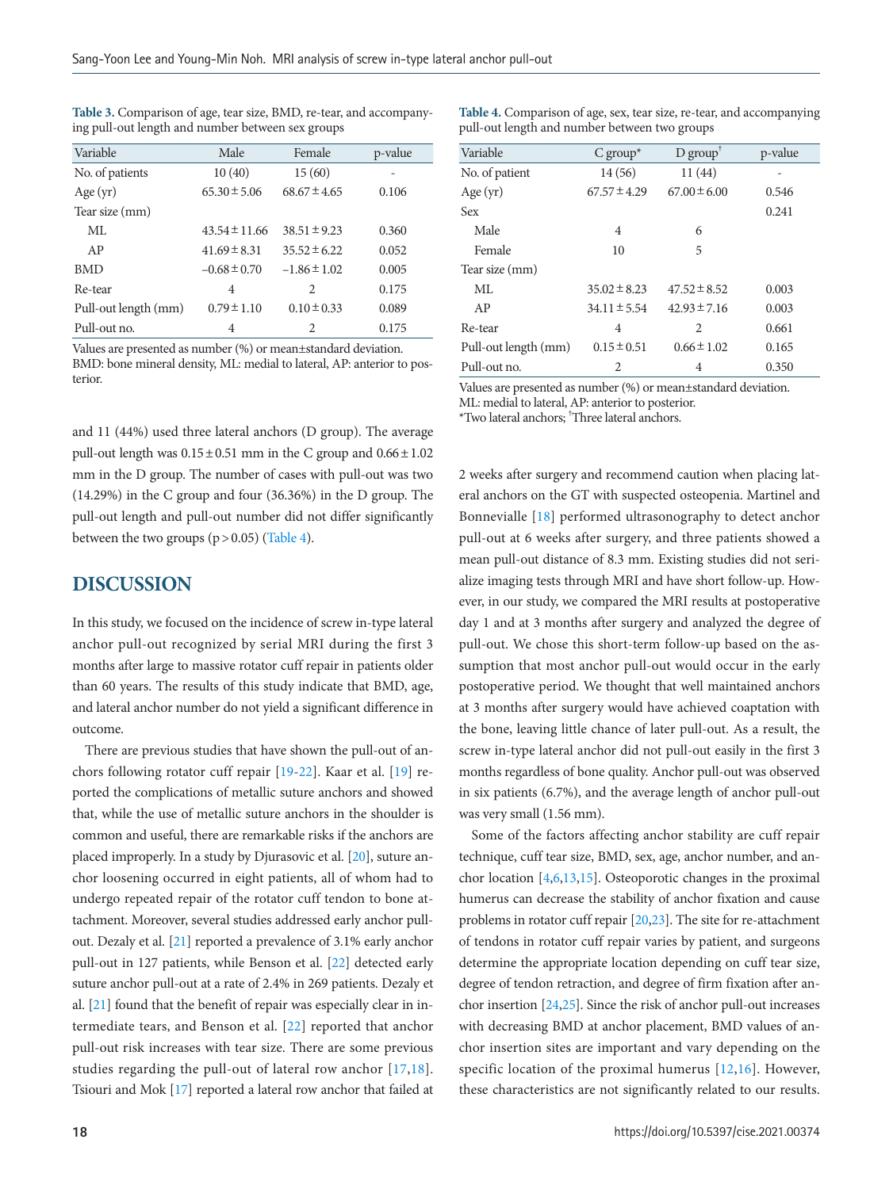**Table 3.** Comparison of age, tear size, BMD, re-tear, and accompanying pull-out length and number between sex groups

| Variable | Male | Female | p-value |
|---|---|---|---|
| No. of patients | 10 (40) | 15 (60) | - |
| Age (yr) | 65.30 ± 5.06 | 68.67 ± 4.65 | 0.106 |
| Tear size (mm) | | | |
| ML | 43.54 ± 11.66 | 38.51 ± 9.23 | 0.360 |
| AP | 41.69 ± 8.31 | 35.52 ± 6.22 | 0.052 |
| BMD | –0.68 ± 0.70 | –1.86 ± 1.02 | 0.005 |
| Re-tear | 4 | 2 | 0.175 |
| Pull-out length (mm) | 0.79 ± 1.10 | 0.10 ± 0.33 | 0.089 |
| Pull-out no. | 4 | 2 | 0.175 |

Values are presented as number (%) or mean±standard deviation.
BMD: bone mineral density, ML: medial to lateral, AP: anterior to posterior.

**Table 4.** Comparison of age, sex, tear size, re-tear, and accompanying pull-out length and number between two groups

| Variable | C group* | D group† | p-value |
|---|---|---|---|
| No. of patient | 14 (56) | 11 (44) | - |
| Age (yr) | 67.57 ± 4.29 | 67.00 ± 6.00 | 0.546 |
| Sex | | | 0.241 |
| Male | 4 | 6 | |
| Female | 10 | 5 | |
| Tear size (mm) | | | |
| ML | 35.02 ± 8.23 | 47.52 ± 8.52 | 0.003 |
| AP | 34.11 ± 5.54 | 42.93 ± 7.16 | 0.003 |
| Re-tear | 4 | 2 | 0.661 |
| Pull-out length (mm) | 0.15 ± 0.51 | 0.66 ± 1.02 | 0.165 |
| Pull-out no. | 2 | 4 | 0.350 |

Values are presented as number (%) or mean±standard deviation.
ML: medial to lateral, AP: anterior to posterior.
*Two lateral anchors; †Three lateral anchors.

and 11 (44%) used three lateral anchors (D group). The average pull-out length was 0.15 ± 0.51 mm in the C group and 0.66 ± 1.02 mm in the D group. The number of cases with pull-out was two (14.29%) in the C group and four (36.36%) in the D group. The pull-out length and pull-out number did not differ significantly between the two groups ($p > 0.05$) (Table 4).

## DISCUSSION

In this study, we focused on the incidence of screw in-type lateral anchor pull-out recognized by serial MRI during the first 3 months after large to massive rotator cuff repair in patients older than 60 years. The results of this study indicate that BMD, age, and lateral anchor number do not yield a significant difference in outcome.

There are previous studies that have shown the pull-out of anchors following rotator cuff repair [19-22]. Kaar et al. [19] reported the complications of metallic suture anchors and showed that, while the use of metallic suture anchors in the shoulder is common and useful, there are remarkable risks if the anchors are placed improperly. In a study by Djurasovic et al. [20], suture anchor loosening occurred in eight patients, all of whom had to undergo repeated repair of the rotator cuff tendon to bone attachment. Moreover, several studies addressed early anchor pull-out. Dezaly et al. [21] reported a prevalence of 3.1% early anchor pull-out in 127 patients, while Benson et al. [22] detected early suture anchor pull-out at a rate of 2.4% in 269 patients. Dezaly et al. [21] found that the benefit of repair was especially clear in intermediate tears, and Benson et al. [22] reported that anchor pull-out risk increases with tear size. There are some previous studies regarding the pull-out of lateral row anchor [17,18]. Tsiouri and Mok [17] reported a lateral row anchor that failed at 2 weeks after surgery and recommend caution when placing lateral anchors on the GT with suspected osteopenia. Martinel and Bonnevialle [18] performed ultrasonography to detect anchor pull-out at 6 weeks after surgery, and three patients showed a mean pull-out distance of 8.3 mm. Existing studies did not serialize imaging tests through MRI and have short follow-up. However, in our study, we compared the MRI results at postoperative day 1 and at 3 months after surgery and analyzed the degree of pull-out. We chose this short-term follow-up based on the assumption that most anchor pull-out would occur in the early postoperative period. We thought that well maintained anchors at 3 months after surgery would have achieved coaptation with the bone, leaving little chance of later pull-out. As a result, the screw in-type lateral anchor did not pull-out easily in the first 3 months regardless of bone quality. Anchor pull-out was observed in six patients (6.7%), and the average length of anchor pull-out was very small (1.56 mm).

Some of the factors affecting anchor stability are cuff repair technique, cuff tear size, BMD, sex, age, anchor number, and anchor location [4,6,13,15]. Osteoporotic changes in the proximal humerus can decrease the stability of anchor fixation and cause problems in rotator cuff repair [20,23]. The site for re-attachment of tendons in rotator cuff repair varies by patient, and surgeons determine the appropriate location depending on cuff tear size, degree of tendon retraction, and degree of firm fixation after anchor insertion [24,25]. Since the risk of anchor pull-out increases with decreasing BMD at anchor placement, BMD values of anchor insertion sites are important and vary depending on the specific location of the proximal humerus [12,16]. However, these characteristics are not significantly related to our results.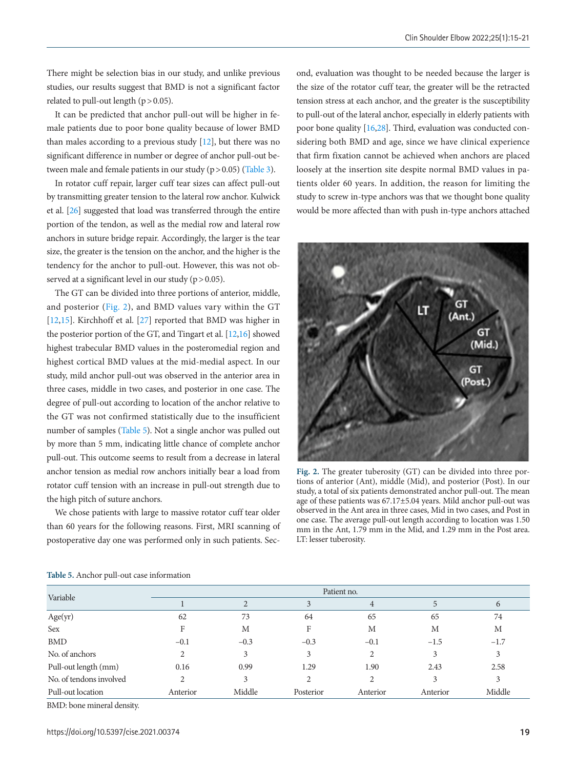There might be selection bias in our study, and unlike previous studies, our results suggest that BMD is not a significant factor related to pull-out length ($p > 0.05$).

It can be predicted that anchor pull-out will be higher in female patients due to poor bone quality because of lower BMD than males according to a previous study [12], but there was no significant difference in number or degree of anchor pull-out between male and female patients in our study ($p > 0.05$) (Table 3).

In rotator cuff repair, larger cuff tear sizes can affect pull-out by transmitting greater tension to the lateral row anchor. Kulwick et al. [26] suggested that load was transferred through the entire portion of the tendon, as well as the medial row and lateral row anchors in suture bridge repair. Accordingly, the larger is the tear size, the greater is the tension on the anchor, and the higher is the tendency for the anchor to pull-out. However, this was not observed at a significant level in our study ($p > 0.05$).

The GT can be divided into three portions of anterior, middle, and posterior (Fig. 2), and BMD values vary within the GT [12,15]. Kirchhoff et al. [27] reported that BMD was higher in the posterior portion of the GT, and Tingart et al. [12,16] showed highest trabecular BMD values in the posteromedial region and highest cortical BMD values at the mid-medial aspect. In our study, mild anchor pull-out was observed in the anterior area in three cases, middle in two cases, and posterior in one case. The degree of pull-out according to location of the anchor relative to the GT was not confirmed statistically due to the insufficient number of samples (Table 5). Not a single anchor was pulled out by more than 5 mm, indicating little chance of complete anchor pull-out. This outcome seems to result from a decrease in lateral anchor tension as medial row anchors initially bear a load from rotator cuff tension with an increase in pull-out strength due to the high pitch of suture anchors.

We chose patients with large to massive rotator cuff tear older than 60 years for the following reasons. First, MRI scanning of postoperative day one was performed only in such patients. Second, evaluation was thought to be needed because the larger is the size of the rotator cuff tear, the greater will be the retracted tension stress at each anchor, and the greater is the susceptibility to pull-out of the lateral anchor, especially in elderly patients with poor bone quality [16,28]. Third, evaluation was conducted considering both BMD and age, since we have clinical experience that firm fixation cannot be achieved when anchors are placed loosely at the insertion site despite normal BMD values in patients older 60 years. In addition, the reason for limiting the study to screw in-type anchors was that we thought bone quality would be more affected than with push in-type anchors attached

**Fig. 2.** The greater tuberosity (GT) can be divided into three portions of anterior (Ant), middle (Mid), and posterior (Post). In our study, a total of six patients demonstrated anchor pull-out. The mean age of these patients was 67.17±5.04 years. Mild anchor pull-out was observed in the Ant area in three cases, Mid in two cases, and Post in one case. The average pull-out length according to location was 1.50 mm in the Ant, 1.79 mm in the Mid, and 1.29 mm in the Post area. LT: lesser tuberosity.

**Table 5.** Anchor pull-out case information

| Variable | Patient no. | | | | | |
|---|---|---|---|---|---|---|
| | 1 | 2 | 3 | 4 | 5 | 6 |
| Age(yr) | 62 | 73 | 64 | 65 | 65 | 74 |
| Sex | F | M | F | M | M | M |
| BMD | –0.1 | –0.3 | –0.3 | –0.1 | –1.5 | –1.7 |
| No. of anchors | 2 | 3 | 3 | 2 | 3 | 3 |
| Pull-out length (mm) | 0.16 | 0.99 | 1.29 | 1.90 | 2.43 | 2.58 |
| No. of tendons involved | 2 | 3 | 2 | 2 | 3 | 3 |
| Pull-out location | Anterior | Middle | Posterior | Anterior | Anterior | Middle |

BMD: bone mineral density.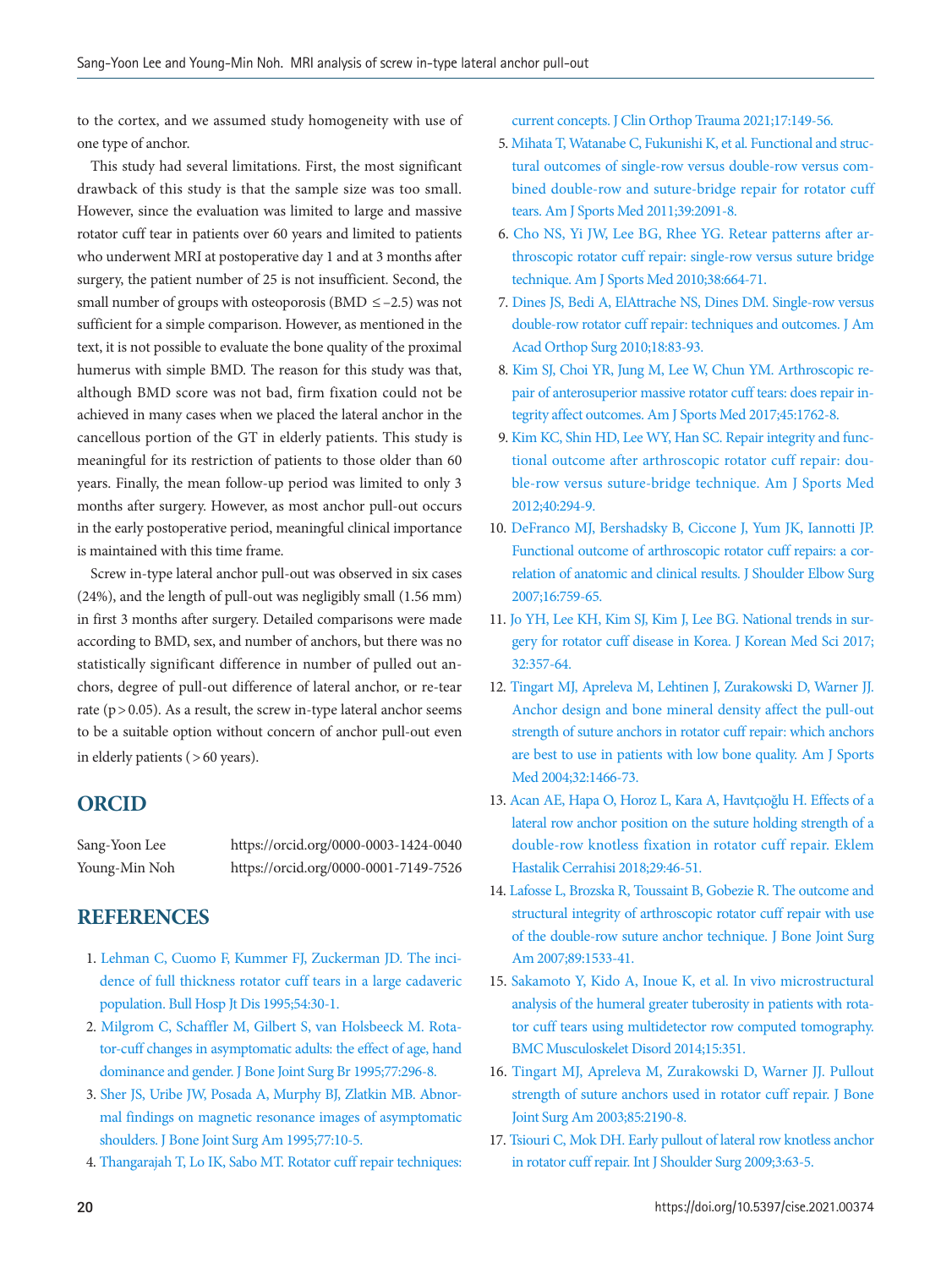to the cortex, and we assumed study homogeneity with use of one type of anchor.

This study had several limitations. First, the most significant drawback of this study is that the sample size was too small. However, since the evaluation was limited to large and massive rotator cuff tear in patients over 60 years and limited to patients who underwent MRI at postoperative day 1 and at 3 months after surgery, the patient number of 25 is not insufficient. Second, the small number of groups with osteoporosis (BMD $\leq -2.5$) was not sufficient for a simple comparison. However, as mentioned in the text, it is not possible to evaluate the bone quality of the proximal humerus with simple BMD. The reason for this study was that, although BMD score was not bad, firm fixation could not be achieved in many cases when we placed the lateral anchor in the cancellous portion of the GT in elderly patients. This study is meaningful for its restriction of patients to those older than 60 years. Finally, the mean follow-up period was limited to only 3 months after surgery. However, as most anchor pull-out occurs in the early postoperative period, meaningful clinical importance is maintained with this time frame.

Screw in-type lateral anchor pull-out was observed in six cases (24%), and the length of pull-out was negligibly small (1.56 mm) in first 3 months after surgery. Detailed comparisons were made according to BMD, sex, and number of anchors, but there was no statistically significant difference in number of pulled out anchors, degree of pull-out difference of lateral anchor, or re-tear rate ($p > 0.05$). As a result, the screw in-type lateral anchor seems to be a suitable option without concern of anchor pull-out even in elderly patients (>60 years).

## ORCID

Sang-Yoon Lee https://orcid.org/0000-0003-1424-0040
Young-Min Noh https://orcid.org/0000-0001-7149-7526

## REFERENCES

1. Lehman C, Cuomo F, Kummer FJ, Zuckerman JD. The incidence of full thickness rotator cuff tears in a large cadaveric population. Bull Hosp Jt Dis 1995;54:30-1.
2. Milgrom C, Schaffler M, Gilbert S, van Holsbeeck M. Rotator-cuff changes in asymptomatic adults: the effect of age, hand dominance and gender. J Bone Joint Surg Br 1995;77:296-8.
3. Sher JS, Uribe JW, Posada A, Murphy BJ, Zlatkin MB. Abnormal findings on magnetic resonance images of asymptomatic shoulders. J Bone Joint Surg Am 1995;77:10-5.
4. Thangarajah T, Lo IK, Sabo MT. Rotator cuff repair techniques: current concepts. J Clin Orthop Trauma 2021;17:149-56.
5. Mihata T, Watanabe C, Fukunishi K, et al. Functional and structural outcomes of single-row versus double-row versus combined double-row and suture-bridge repair for rotator cuff tears. Am J Sports Med 2011;39:2091-8.
6. Cho NS, Yi JW, Lee BG, Rhee YG. Retear patterns after arthroscopic rotator cuff repair: single-row versus suture bridge technique. Am J Sports Med 2010;38:664-71.
7. Dines JS, Bedi A, ElAttrache NS, Dines DM. Single-row versus double-row rotator cuff repair: techniques and outcomes. J Am Acad Orthop Surg 2010;18:83-93.
8. Kim SJ, Choi YR, Jung M, Lee W, Chun YM. Arthroscopic repair of anterosuperior massive rotator cuff tears: does repair integrity affect outcomes. Am J Sports Med 2017;45:1762-8.
9. Kim KC, Shin HD, Lee WY, Han SC. Repair integrity and functional outcome after arthroscopic rotator cuff repair: double-row versus suture-bridge technique. Am J Sports Med 2012;40:294-9.
10. DeFranco MJ, Bershadsky B, Ciccone J, Yum JK, Iannotti JP. Functional outcome of arthroscopic rotator cuff repairs: a correlation of anatomic and clinical results. J Shoulder Elbow Surg 2007;16:759-65.
11. Jo YH, Lee KH, Kim SJ, Kim J, Lee BG. National trends in surgery for rotator cuff disease in Korea. J Korean Med Sci 2017;32:357-64.
12. Tingart MJ, Apreleva M, Lehtinen J, Zurakowski D, Warner JJ. Anchor design and bone mineral density affect the pull-out strength of suture anchors in rotator cuff repair: which anchors are best to use in patients with low bone quality. Am J Sports Med 2004;32:1466-73.
13. Acan AE, Hapa O, Horoz L, Kara A, Havıtçıoğlu H. Effects of a lateral row anchor position on the suture holding strength of a double-row knotless fixation in rotator cuff repair. Eklem Hastalik Cerrahisi 2018;29:46-51.
14. Lafosse L, Brozska R, Toussaint B, Gobezie R. The outcome and structural integrity of arthroscopic rotator cuff repair with use of the double-row suture anchor technique. J Bone Joint Surg Am 2007;89:1533-41.
15. Sakamoto Y, Kido A, Inoue K, et al. In vivo microstructural analysis of the humeral greater tuberosity in patients with rotator cuff tears using multidetector row computed tomography. BMC Musculoskelet Disord 2014;15:351.
16. Tingart MJ, Apreleva M, Zurakowski D, Warner JJ. Pullout strength of suture anchors used in rotator cuff repair. J Bone Joint Surg Am 2003;85:2190-8.
17. Tsiouri C, Mok DH. Early pullout of lateral row knotless anchor in rotator cuff repair. Int J Shoulder Surg 2009;3:63-5.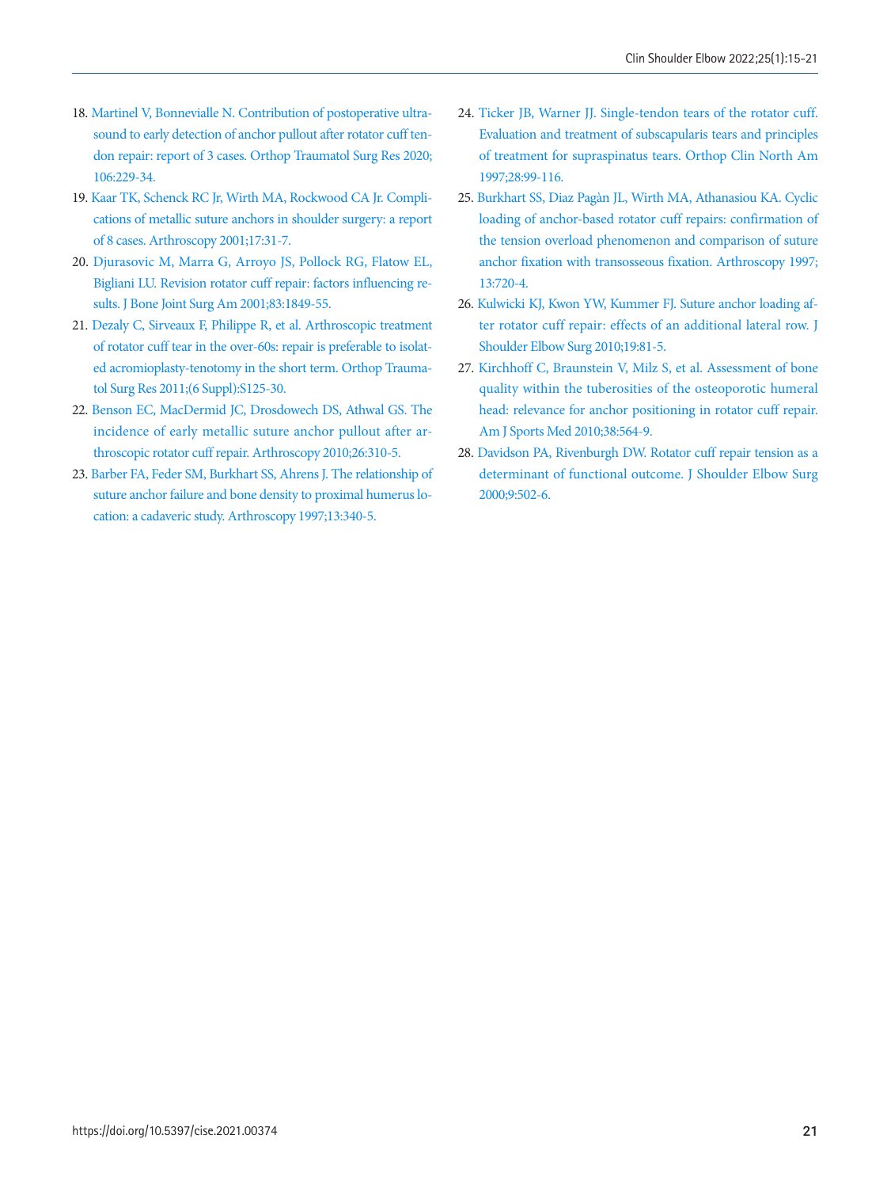18. Martinel V, Bonnevialle N. Contribution of postoperative ultrasound to early detection of anchor pullout after rotator cuff tendon repair: report of 3 cases. Orthop Traumatol Surg Res 2020; 106:229-34.
19. Kaar TK, Schenck RC Jr, Wirth MA, Rockwood CA Jr. Complications of metallic suture anchors in shoulder surgery: a report of 8 cases. Arthroscopy 2001;17:31-7.
20. Djurasovic M, Marra G, Arroyo JS, Pollock RG, Flatow EL, Bigliani LU. Revision rotator cuff repair: factors influencing results. J Bone Joint Surg Am 2001;83:1849-55.
21. Dezaly C, Sirveaux F, Philippe R, et al. Arthroscopic treatment of rotator cuff tear in the over-60s: repair is preferable to isolated acromioplasty-tenotomy in the short term. Orthop Traumatol Surg Res 2011;(6 Suppl):S125-30.
22. Benson EC, MacDermid JC, Drosdowech DS, Athwal GS. The incidence of early metallic suture anchor pullout after arthroscopic rotator cuff repair. Arthroscopy 2010;26:310-5.
23. Barber FA, Feder SM, Burkhart SS, Ahrens J. The relationship of suture anchor failure and bone density to proximal humerus location: a cadaveric study. Arthroscopy 1997;13:340-5.
24. Ticker JB, Warner JJ. Single-tendon tears of the rotator cuff. Evaluation and treatment of subscapularis tears and principles of treatment for supraspinatus tears. Orthop Clin North Am 1997;28:99-116.
25. Burkhart SS, Diaz Pagàn JL, Wirth MA, Athanasiou KA. Cyclic loading of anchor-based rotator cuff repairs: confirmation of the tension overload phenomenon and comparison of suture anchor fixation with transosseous fixation. Arthroscopy 1997; 13:720-4.
26. Kulwicki KJ, Kwon YW, Kummer FJ. Suture anchor loading after rotator cuff repair: effects of an additional lateral row. J Shoulder Elbow Surg 2010;19:81-5.
27. Kirchhoff C, Braunstein V, Milz S, et al. Assessment of bone quality within the tuberosities of the osteoporotic humeral head: relevance for anchor positioning in rotator cuff repair. Am J Sports Med 2010;38:564-9.
28. Davidson PA, Rivenburgh DW. Rotator cuff repair tension as a determinant of functional outcome. J Shoulder Elbow Surg 2000;9:502-6.